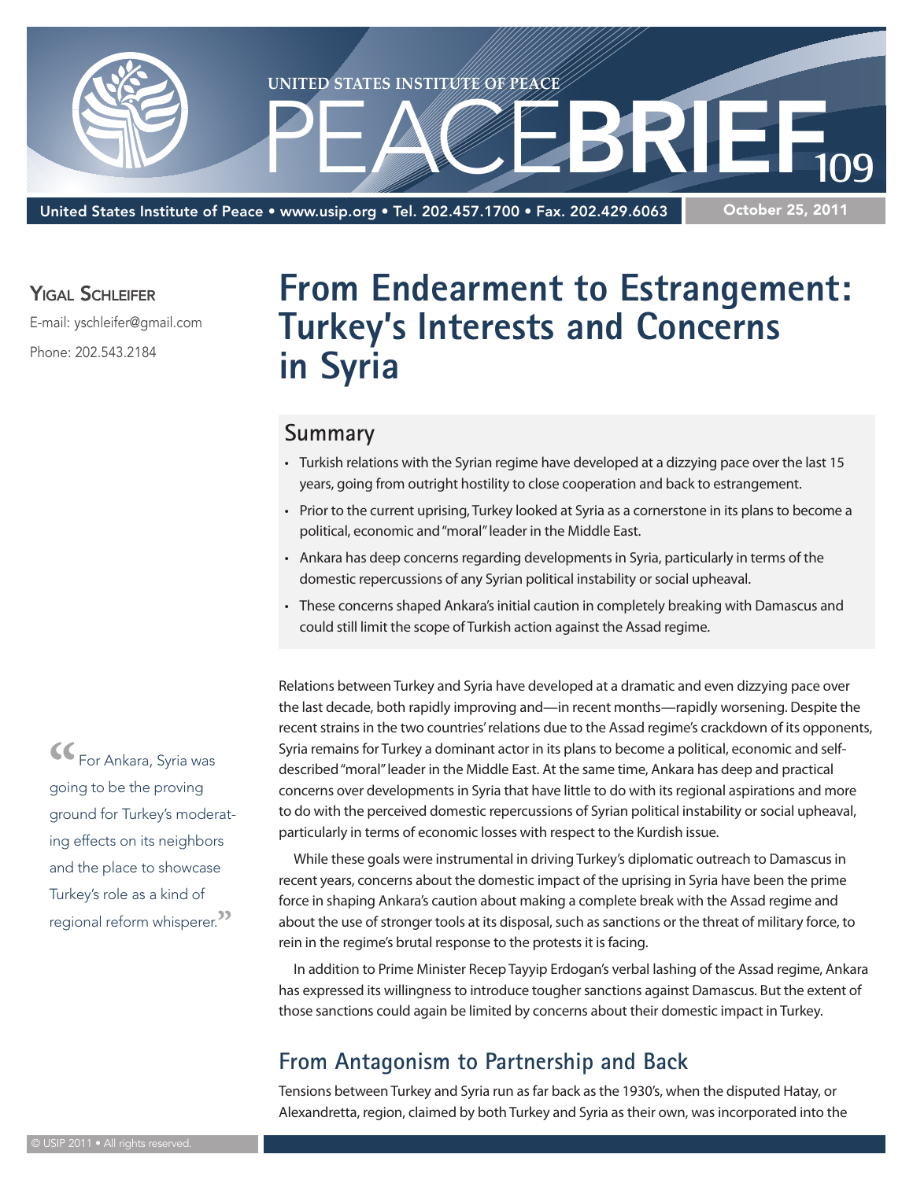UNITED STATES INSTITUTE OF PEACE

PEACEBRIEF 109

United States Institute of Peace • www.usip.org • Tel. 202.457.1700 • Fax. 202.429.6063

October 25, 2011

**Yigal Schleifer**

E-mail: yschleifer@gmail.com

Phone: 202.543.2184

# From Endearment to Estrangement: Turkey's Interests and Concerns in Syria

## Summary

- Turkish relations with the Syrian regime have developed at a dizzying pace over the last 15 years, going from outright hostility to close cooperation and back to estrangement.
- Prior to the current uprising, Turkey looked at Syria as a cornerstone in its plans to become a political, economic and "moral" leader in the Middle East.
- Ankara has deep concerns regarding developments in Syria, particularly in terms of the domestic repercussions of any Syrian political instability or social upheaval.
- These concerns shaped Ankara's initial caution in completely breaking with Damascus and could still limit the scope of Turkish action against the Assad regime.

Relations between Turkey and Syria have developed at a dramatic and even dizzying pace over the last decade, both rapidly improving and—in recent months—rapidly worsening. Despite the recent strains in the two countries' relations due to the Assad regime's crackdown of its opponents, Syria remains for Turkey a dominant actor in its plans to become a political, economic and self-described "moral" leader in the Middle East. At the same time, Ankara has deep and practical concerns over developments in Syria that have little to do with its regional aspirations and more to do with the perceived domestic repercussions of Syrian political instability or social upheaval, particularly in terms of economic losses with respect to the Kurdish issue.

> "For Ankara, Syria was going to be the proving ground for Turkey's moderating effects on its neighbors and the place to showcase Turkey's role as a kind of regional reform whisperer."

While these goals were instrumental in driving Turkey's diplomatic outreach to Damascus in recent years, concerns about the domestic impact of the uprising in Syria have been the prime force in shaping Ankara's caution about making a complete break with the Assad regime and about the use of stronger tools at its disposal, such as sanctions or the threat of military force, to rein in the regime's brutal response to the protests it is facing.

In addition to Prime Minister Recep Tayyip Erdogan's verbal lashing of the Assad regime, Ankara has expressed its willingness to introduce tougher sanctions against Damascus. But the extent of those sanctions could again be limited by concerns about their domestic impact in Turkey.

## From Antagonism to Partnership and Back

Tensions between Turkey and Syria run as far back as the 1930's, when the disputed Hatay, or Alexandretta, region, claimed by both Turkey and Syria as their own, was incorporated into the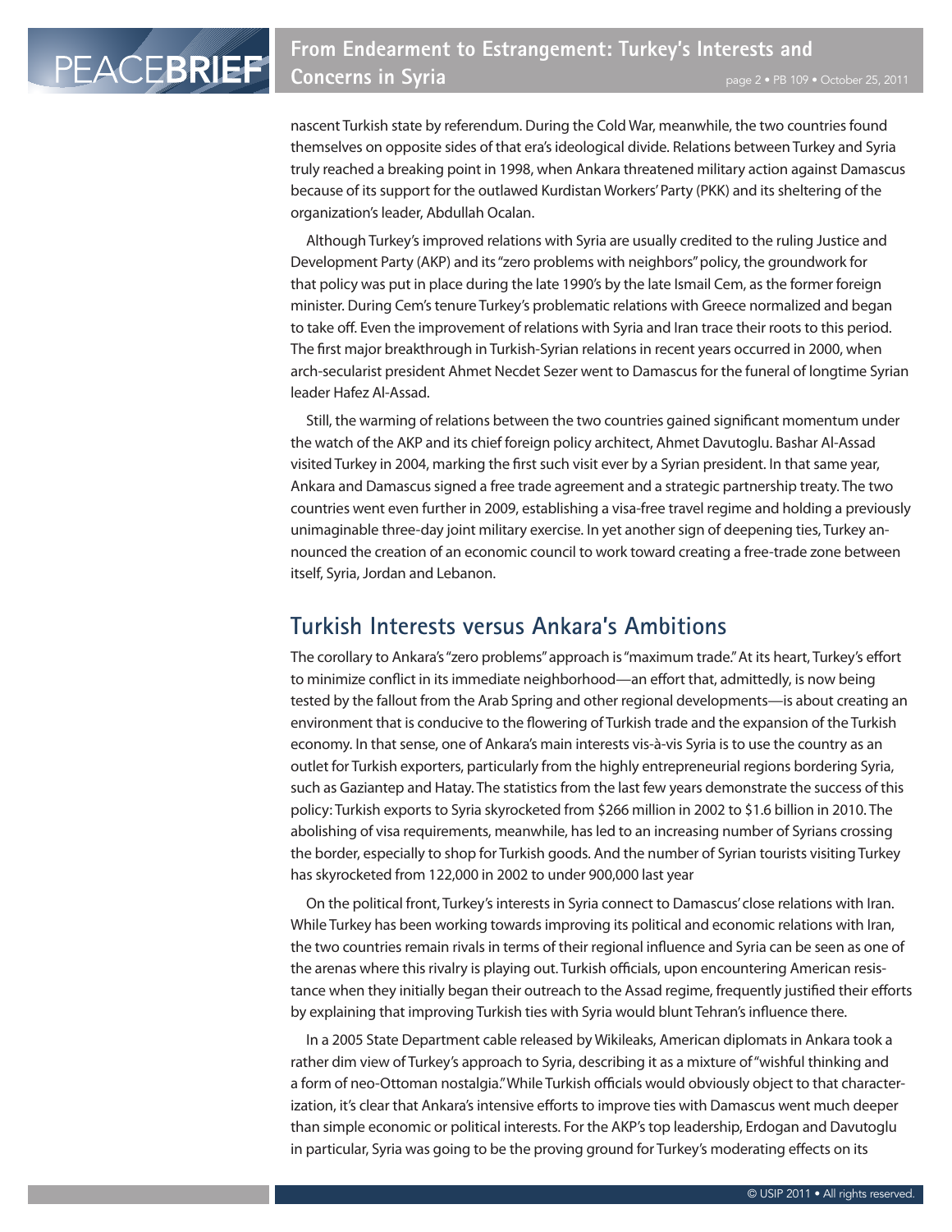nascent Turkish state by referendum. During the Cold War, meanwhile, the two countries found themselves on opposite sides of that era's ideological divide. Relations between Turkey and Syria truly reached a breaking point in 1998, when Ankara threatened military action against Damascus because of its support for the outlawed Kurdistan Workers' Party (PKK) and its sheltering of the organization's leader, Abdullah Ocalan.

Although Turkey's improved relations with Syria are usually credited to the ruling Justice and Development Party (AKP) and its "zero problems with neighbors" policy, the groundwork for that policy was put in place during the late 1990's by the late Ismail Cem, as the former foreign minister. During Cem's tenure Turkey's problematic relations with Greece normalized and began to take off. Even the improvement of relations with Syria and Iran trace their roots to this period. The first major breakthrough in Turkish-Syrian relations in recent years occurred in 2000, when arch-secularist president Ahmet Necdet Sezer went to Damascus for the funeral of longtime Syrian leader Hafez Al-Assad.

Still, the warming of relations between the two countries gained significant momentum under the watch of the AKP and its chief foreign policy architect, Ahmet Davutoglu. Bashar Al-Assad visited Turkey in 2004, marking the first such visit ever by a Syrian president. In that same year, Ankara and Damascus signed a free trade agreement and a strategic partnership treaty. The two countries went even further in 2009, establishing a visa-free travel regime and holding a previously unimaginable three-day joint military exercise. In yet another sign of deepening ties, Turkey announced the creation of an economic council to work toward creating a free-trade zone between itself, Syria, Jordan and Lebanon.

## Turkish Interests versus Ankara's Ambitions

The corollary to Ankara's "zero problems" approach is "maximum trade." At its heart, Turkey's effort to minimize conflict in its immediate neighborhood—an effort that, admittedly, is now being tested by the fallout from the Arab Spring and other regional developments—is about creating an environment that is conducive to the flowering of Turkish trade and the expansion of the Turkish economy. In that sense, one of Ankara's main interests vis-à-vis Syria is to use the country as an outlet for Turkish exporters, particularly from the highly entrepreneurial regions bordering Syria, such as Gaziantep and Hatay. The statistics from the last few years demonstrate the success of this policy: Turkish exports to Syria skyrocketed from $266 million in 2002 to $1.6 billion in 2010. The abolishing of visa requirements, meanwhile, has led to an increasing number of Syrians crossing the border, especially to shop for Turkish goods. And the number of Syrian tourists visiting Turkey has skyrocketed from 122,000 in 2002 to under 900,000 last year

On the political front, Turkey's interests in Syria connect to Damascus' close relations with Iran. While Turkey has been working towards improving its political and economic relations with Iran, the two countries remain rivals in terms of their regional influence and Syria can be seen as one of the arenas where this rivalry is playing out. Turkish officials, upon encountering American resistance when they initially began their outreach to the Assad regime, frequently justified their efforts by explaining that improving Turkish ties with Syria would blunt Tehran's influence there.

In a 2005 State Department cable released by Wikileaks, American diplomats in Ankara took a rather dim view of Turkey's approach to Syria, describing it as a mixture of "wishful thinking and a form of neo-Ottoman nostalgia." While Turkish officials would obviously object to that characterization, it's clear that Ankara's intensive efforts to improve ties with Damascus went much deeper than simple economic or political interests. For the AKP's top leadership, Erdogan and Davutoglu in particular, Syria was going to be the proving ground for Turkey's moderating effects on its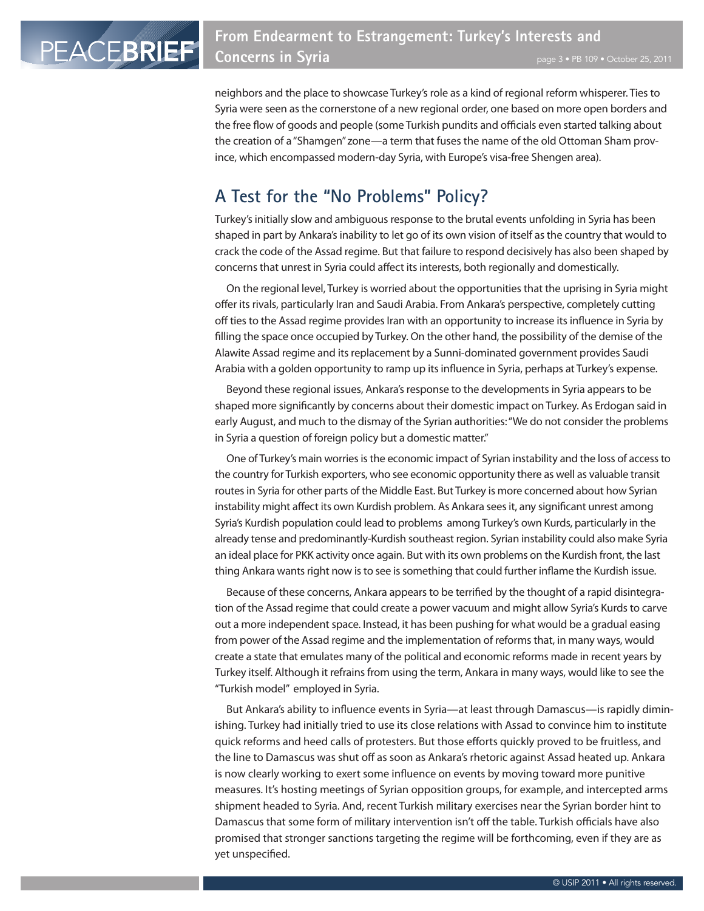neighbors and the place to showcase Turkey's role as a kind of regional reform whisperer. Ties to Syria were seen as the cornerstone of a new regional order, one based on more open borders and the free flow of goods and people (some Turkish pundits and officials even started talking about the creation of a "Shamgen" zone—a term that fuses the name of the old Ottoman Sham province, which encompassed modern-day Syria, with Europe's visa-free Shengen area).

## A Test for the "No Problems" Policy?

Turkey's initially slow and ambiguous response to the brutal events unfolding in Syria has been shaped in part by Ankara's inability to let go of its own vision of itself as the country that would to crack the code of the Assad regime. But that failure to respond decisively has also been shaped by concerns that unrest in Syria could affect its interests, both regionally and domestically.

On the regional level, Turkey is worried about the opportunities that the uprising in Syria might offer its rivals, particularly Iran and Saudi Arabia. From Ankara's perspective, completely cutting off ties to the Assad regime provides Iran with an opportunity to increase its influence in Syria by filling the space once occupied by Turkey. On the other hand, the possibility of the demise of the Alawite Assad regime and its replacement by a Sunni-dominated government provides Saudi Arabia with a golden opportunity to ramp up its influence in Syria, perhaps at Turkey's expense.

Beyond these regional issues, Ankara's response to the developments in Syria appears to be shaped more significantly by concerns about their domestic impact on Turkey. As Erdogan said in early August, and much to the dismay of the Syrian authorities: "We do not consider the problems in Syria a question of foreign policy but a domestic matter."

One of Turkey's main worries is the economic impact of Syrian instability and the loss of access to the country for Turkish exporters, who see economic opportunity there as well as valuable transit routes in Syria for other parts of the Middle East. But Turkey is more concerned about how Syrian instability might affect its own Kurdish problem. As Ankara sees it, any significant unrest among Syria's Kurdish population could lead to problems among Turkey's own Kurds, particularly in the already tense and predominantly-Kurdish southeast region. Syrian instability could also make Syria an ideal place for PKK activity once again. But with its own problems on the Kurdish front, the last thing Ankara wants right now is to see is something that could further inflame the Kurdish issue.

Because of these concerns, Ankara appears to be terrified by the thought of a rapid disintegration of the Assad regime that could create a power vacuum and might allow Syria's Kurds to carve out a more independent space. Instead, it has been pushing for what would be a gradual easing from power of the Assad regime and the implementation of reforms that, in many ways, would create a state that emulates many of the political and economic reforms made in recent years by Turkey itself. Although it refrains from using the term, Ankara in many ways, would like to see the "Turkish model" employed in Syria.

But Ankara's ability to influence events in Syria—at least through Damascus—is rapidly diminishing. Turkey had initially tried to use its close relations with Assad to convince him to institute quick reforms and heed calls of protesters. But those efforts quickly proved to be fruitless, and the line to Damascus was shut off as soon as Ankara's rhetoric against Assad heated up. Ankara is now clearly working to exert some influence on events by moving toward more punitive measures. It's hosting meetings of Syrian opposition groups, for example, and intercepted arms shipment headed to Syria. And, recent Turkish military exercises near the Syrian border hint to Damascus that some form of military intervention isn't off the table. Turkish officials have also promised that stronger sanctions targeting the regime will be forthcoming, even if they are as yet unspecified.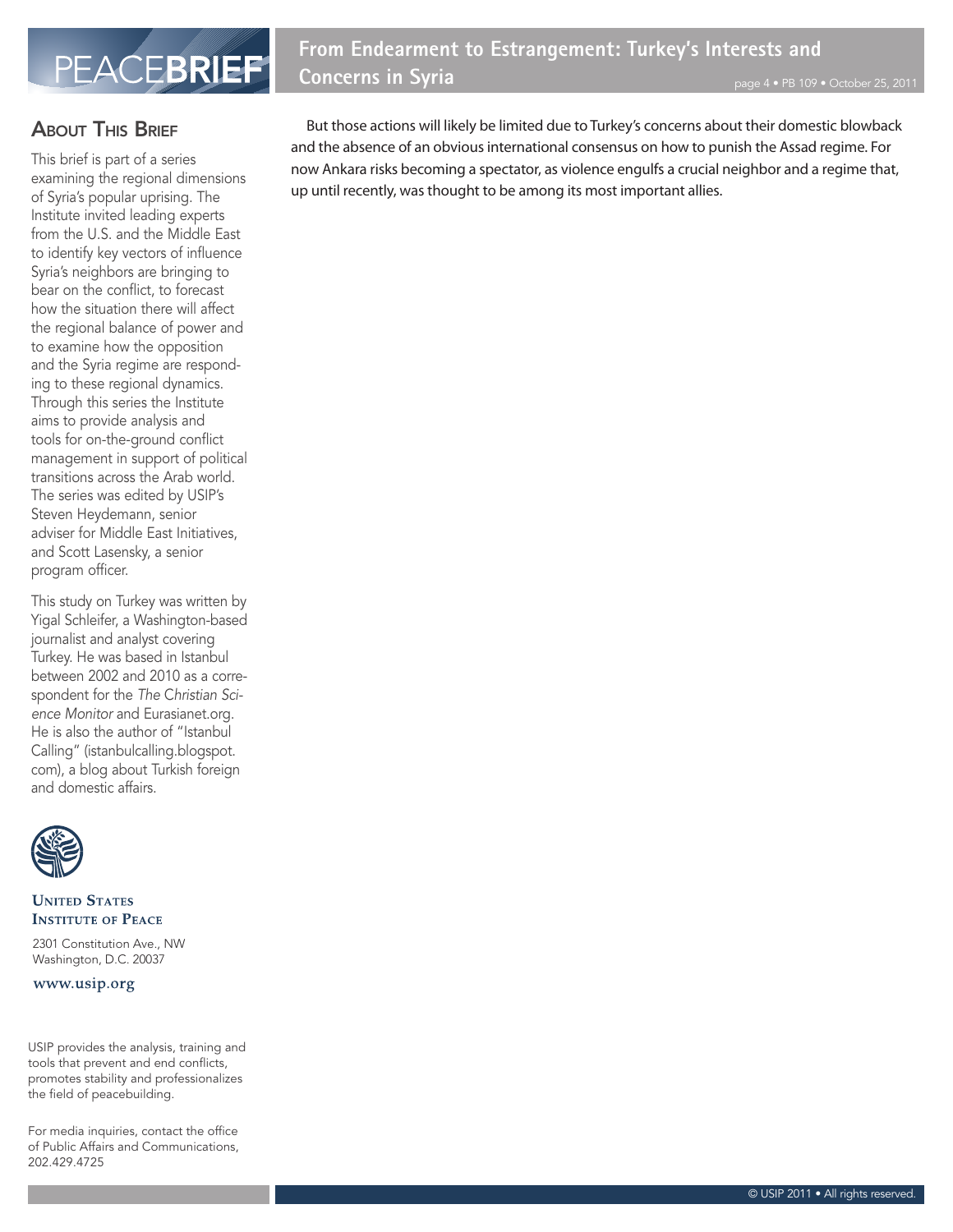But those actions will likely be limited due to Turkey's concerns about their domestic blowback and the absence of an obvious international consensus on how to punish the Assad regime. For now Ankara risks becoming a spectator, as violence engulfs a crucial neighbor and a regime that, up until recently, was thought to be among its most important allies.

## About This Brief

This brief is part of a series examining the regional dimensions of Syria's popular uprising. The Institute invited leading experts from the U.S. and the Middle East to identify key vectors of influence Syria's neighbors are bringing to bear on the conflict, to forecast how the situation there will affect the regional balance of power and to examine how the opposition and the Syria regime are responding to these regional dynamics. Through this series the Institute aims to provide analysis and tools for on-the-ground conflict management in support of political transitions across the Arab world. The series was edited by USIP's Steven Heydemann, senior adviser for Middle East Initiatives, and Scott Lasensky, a senior program officer.

This study on Turkey was written by Yigal Schleifer, a Washington-based journalist and analyst covering Turkey. He was based in Istanbul between 2002 and 2010 as a correspondent for the *The Christian Science Monitor* and Eurasianet.org. He is also the author of "Istanbul Calling" (istanbulcalling.blogspot.com), a blog about Turkish foreign and domestic affairs.

**United States Institute of Peace**

2301 Constitution Ave., NW
Washington, D.C. 20037

www.usip.org

USIP provides the analysis, training and tools that prevent and end conflicts, promotes stability and professionalizes the field of peacebuilding.

For media inquiries, contact the office of Public Affairs and Communications, 202.429.4725

© USIP 2011 • All rights reserved.